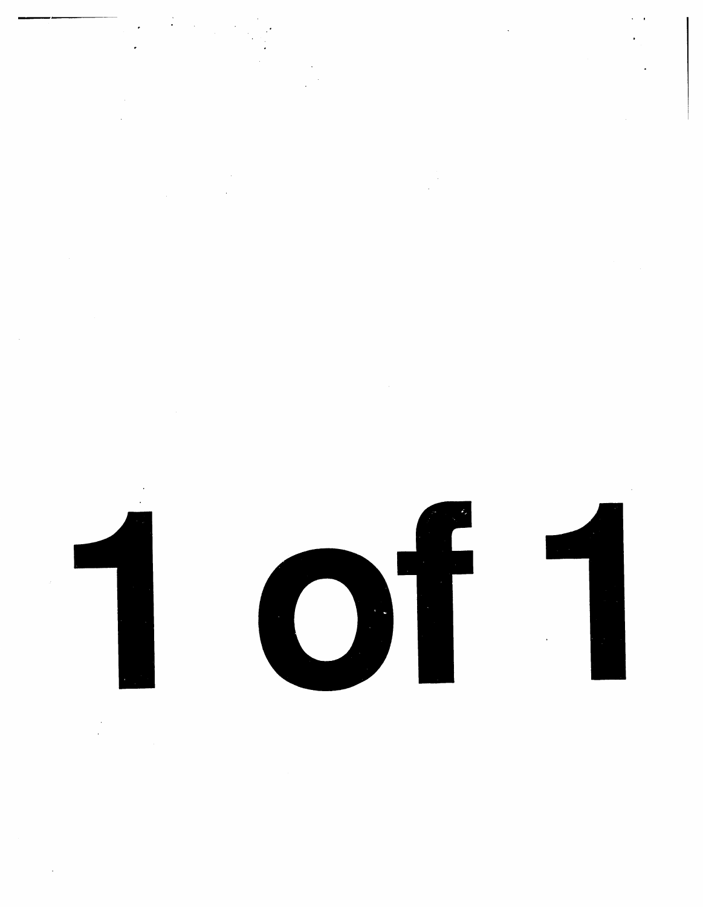1 of 1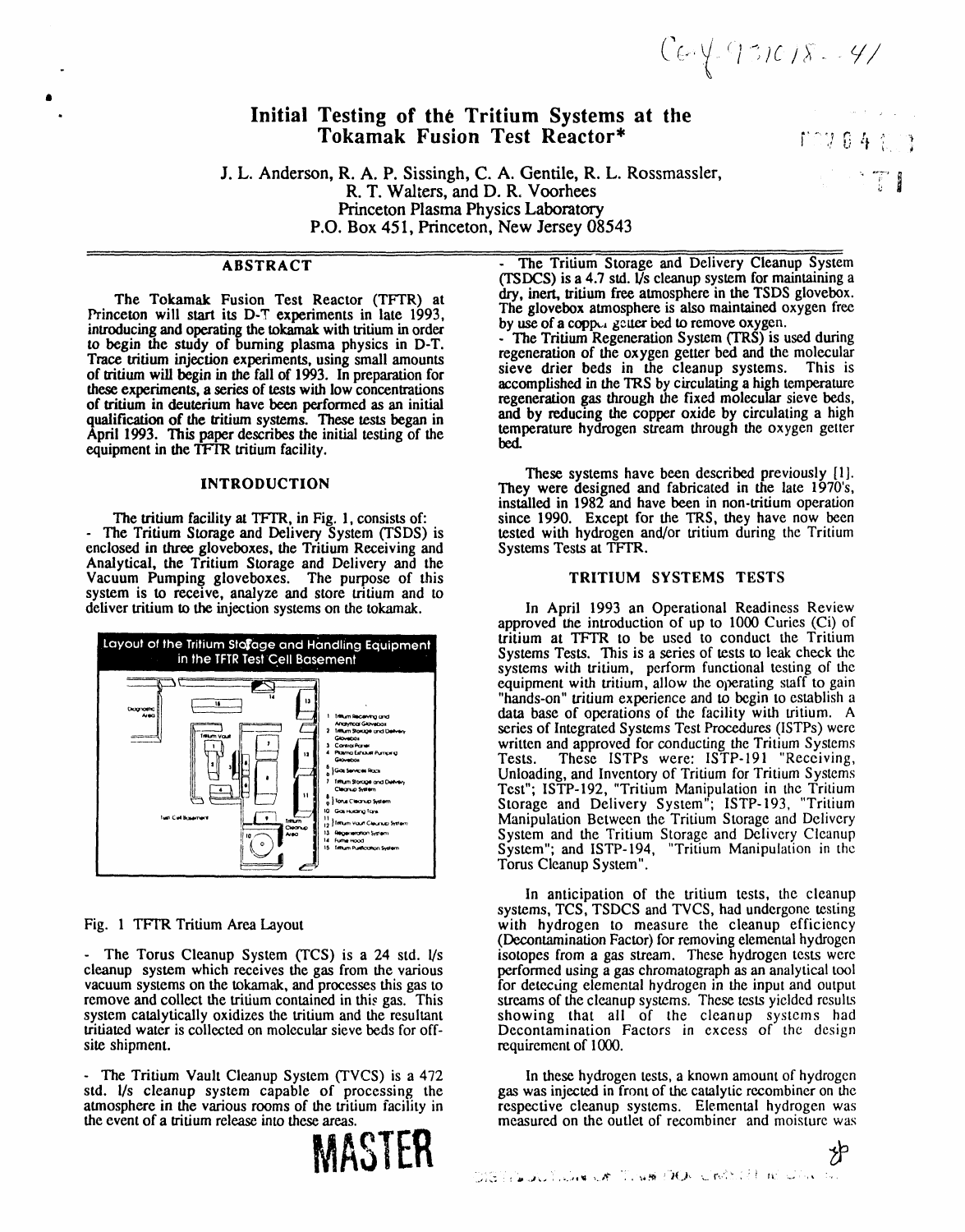# Initial Testing of the Tritium Systems at the Tokamak Fusion Test Reactor*

J. L. Anderson, R. A. P. Sissingh, C. A. Gentile, R. L. Rossmassler, R. T. Walters, and D. R. Voorhees
Princeton Plasma Physics Laboratory
P.O. Box 451, Princeton, New Jersey 08543

## ABSTRACT

The Tokamak Fusion Test Reactor (TFTR) at Princeton will start its D-T experiments in late 1993, introducing and operating the tokamak with tritium in order to begin the study of burning plasma physics in D-T. Trace tritium injection experiments, using small amounts of tritium will begin in the fall of 1993. In preparation for these experiments, a series of tests with low concentrations of tritium in deuterium have been performed as an initial qualification of the tritium systems. These tests began in April 1993. This paper describes the initial testing of the equipment in the TFTR tritium facility.

## INTRODUCTION

The tritium facility at TFTR, in Fig. 1, consists of:

- The Tritium Storage and Delivery System (TSDS) is enclosed in three gloveboxes, the Tritium Receiving and Analytical, the Tritium Storage and Delivery and the Vacuum Pumping gloveboxes. The purpose of this system is to receive, analyze and store tritium and to deliver tritium to the injection systems on the tokamak.

Layout of the Tritium Storage and Handling Equipment in the TFTR Test Cell Basement

1 Tritium Receiving and Analytical Glovebox
2 Tritium Storage and Delivery Glovebox
3 Control Panel
4 Plasma Exhaust Pumping Glovebox
5, 6 Gas Services Rack
7 Tritium Storage and Delivery Cleanup System
8, 9 Torus Cleanup System
10 Gas Holding Tank
11, 12 Tritium Vault Cleanup System
13 Regeneration System
14 Fume Hood
15 Tritium Purification System

Fig. 1 TFTR Tritium Area Layout

- The Torus Cleanup System (TCS) is a 24 std. l/s cleanup system which receives the gas from the various vacuum systems on the tokamak, and processes this gas to remove and collect the tritium contained in this gas. This system catalytically oxidizes the tritium and the resultant tritiated water is collected on molecular sieve beds for off-site shipment.

- The Tritium Vault Cleanup System (TVCS) is a 472 std. l/s cleanup system capable of processing the atmosphere in the various rooms of the tritium facility in the event of a tritium release into these areas.

- The Tritium Storage and Delivery Cleanup System (TSDCS) is a 4.7 std. l/s cleanup system for maintaining a dry, inert, tritium free atmosphere in the TSDS glovebox. The glovebox atmosphere is also maintained oxygen free by use of a copper getter bed to remove oxygen.

- The Tritium Regeneration System (TRS) is used during regeneration of the oxygen getter bed and the molecular sieve drier beds in the cleanup systems. This is accomplished in the TRS by circulating a high temperature regeneration gas through the fixed molecular sieve beds, and by reducing the copper oxide by circulating a high temperature hydrogen stream through the oxygen getter bed.

These systems have been described previously [1]. They were designed and fabricated in the late 1970's, installed in 1982 and have been in non-tritium operation since 1990. Except for the TRS, they have now been tested with hydrogen and/or tritium during the Tritium Systems Tests at TFTR.

## TRITIUM SYSTEMS TESTS

In April 1993 an Operational Readiness Review approved the introduction of up to 1000 Curies (Ci) of tritium at TFTR to be used to conduct the Tritium Systems Tests. This is a series of tests to leak check the systems with tritium, perform functional testing of the equipment with tritium, allow the operating staff to gain "hands-on" tritium experience and to begin to establish a data base of operations of the facility with tritium. A series of Integrated Systems Test Procedures (ISTPs) were written and approved for conducting the Tritium Systems Tests. These ISTPs were: ISTP-191 "Receiving, Unloading, and Inventory of Tritium for Tritium Systems Test"; ISTP-192, "Tritium Manipulation in the Tritium Storage and Delivery System"; ISTP-193, "Tritium Manipulation Between the Tritium Storage and Delivery System and the Tritium Storage and Delivery Cleanup System"; and ISTP-194, "Tritium Manipulation in the Torus Cleanup System".

In anticipation of the tritium tests, the cleanup systems, TCS, TSDCS and TVCS, had undergone testing with hydrogen to measure the cleanup efficiency (Decontamination Factor) for removing elemental hydrogen isotopes from a gas stream. These hydrogen tests were performed using a gas chromatograph as an analytical tool for detecting elemental hydrogen in the input and output streams of the cleanup systems. These tests yielded results showing that all of the cleanup systems had Decontamination Factors in excess of the design requirement of 1000.

In these hydrogen tests, a known amount of hydrogen gas was injected in front of the catalytic recombiner on the respective cleanup systems. Elemental hydrogen was measured on the outlet of recombiner and moisture was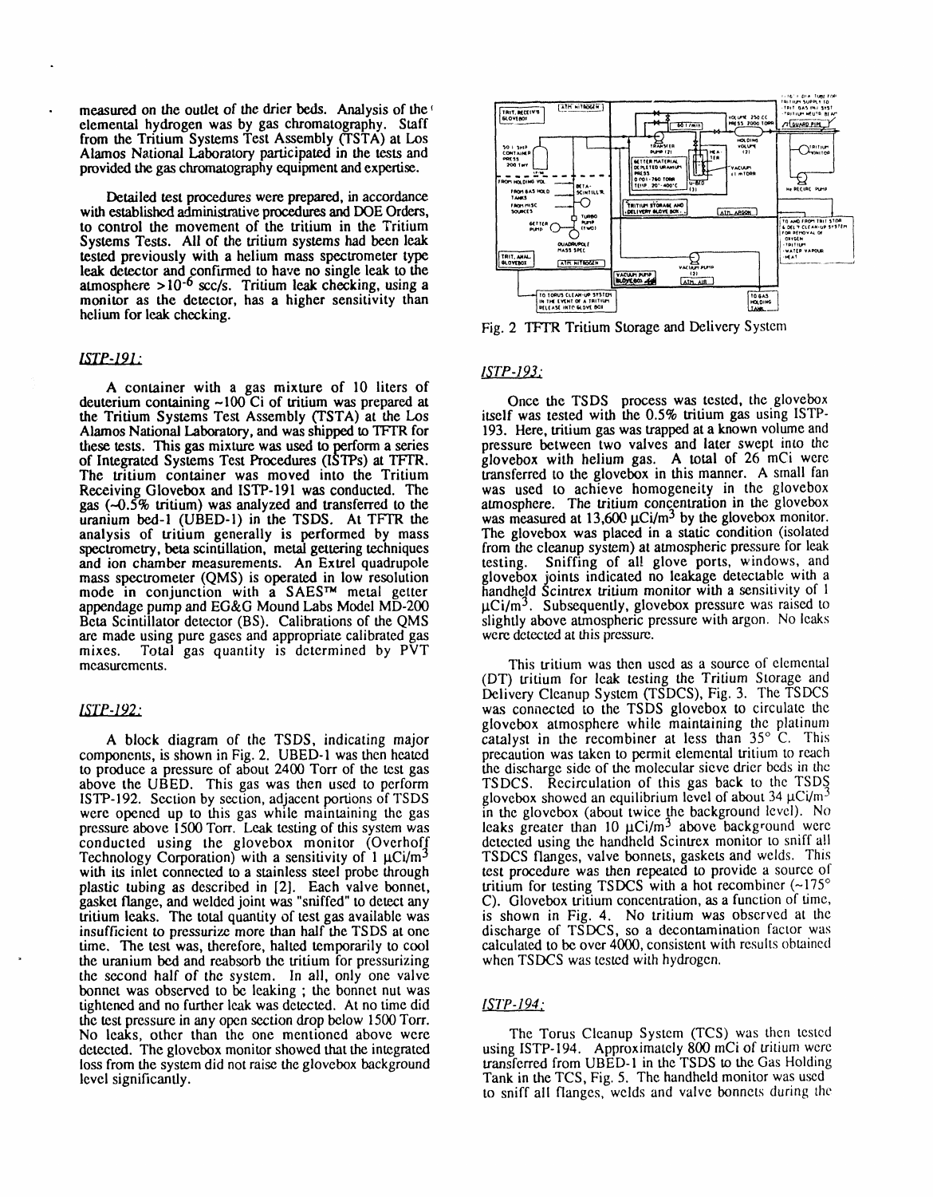measured on the outlet of the drier beds. Analysis of the elemental hydrogen was by gas chromatography. Staff from the Tritium Systems Test Assembly (TSTA) at Los Alamos National Laboratory participated in the tests and provided the gas chromatography equipment and expertise.

Detailed test procedures were prepared, in accordance with established administrative procedures and DOE Orders, to control the movement of the tritium in the Tritium Systems Tests. All of the tritium systems had been leak tested previously with a helium mass spectrometer type leak detector and confirmed to have no single leak to the atmosphere $>10^{-6}$ scc/s. Tritium leak checking, using a monitor as the detector, has a higher sensitivity than helium for leak checking.

*ISTP-191:*

A container with a gas mixture of 10 liters of deuterium containing ~100 Ci of tritium was prepared at the Tritium Systems Test Assembly (TSTA) at the Los Alamos National Laboratory, and was shipped to TFTR for these tests. This gas mixture was used to perform a series of Integrated Systems Test Procedures (ISTPs) at TFTR. The tritium container was moved into the Tritium Receiving Glovebox and ISTP-191 was conducted. The gas (~0.5% tritium) was analyzed and transferred to the uranium bed-1 (UBED-1) in the TSDS. At TFTR the analysis of tritium generally is performed by mass spectrometry, beta scintillation, metal gettering techniques and ion chamber measurements. An Extrel quadrupole mass spectrometer (QMS) is operated in low resolution mode in conjunction with a SAES™ metal getter appendage pump and EG&G Mound Labs Model MD-200 Beta Scintillator detector (BS). Calibrations of the QMS are made using pure gases and appropriate calibrated gas mixes. Total gas quantity is determined by PVT measurements.

*ISTP-192:*

A block diagram of the TSDS, indicating major components, is shown in Fig. 2. UBED-1 was then heated to produce a pressure of about 2400 Torr of the test gas above the UBED. This gas was then used to perform ISTP-192. Section by section, adjacent portions of TSDS were opened up to this gas while maintaining the gas pressure above 1500 Torr. Leak testing of this system was conducted using the glovebox monitor (Overhoff Technology Corporation) with a sensitivity of 1 $\mu Ci/m^3$ with its inlet connected to a stainless steel probe through plastic tubing as described in [2]. Each valve bonnet, gasket flange, and welded joint was "sniffed" to detect any tritium leaks. The total quantity of test gas available was insufficient to pressurize more than half the TSDS at one time. The test was, therefore, halted temporarily to cool the uranium bed and reabsorb the tritium for pressurizing the second half of the system. In all, only one valve bonnet was observed to be leaking ; the bonnet nut was tightened and no further leak was detected. At no time did the test pressure in any open section drop below 1500 Torr. No leaks, other than the one mentioned above were detected. The glovebox monitor showed that the integrated loss from the system did not raise the glovebox background level significantly.

TRIT. RECEIV'G GLOVEBOX
ATM. NITROGEN
50 l SHIP CONTAINER PRESS 200 T
FROM HOLDING VOL
FROM GAS HOLD TANKS
FROM MISC SOURCES
GETTER PUMP
BETA-SCINTILL'R
TURBO PUMP (TWO)
QUADRUPOLE MASS SPEC
TRIT. ANAL. GLOVEBOX
ATM. NITROGEN
TRANSFER PUMP (2)
GETTER MATERIAL DEPLETED URANIUM PRESS 0.001-760 TORR TEMP 20°-400°C
HEATER
U-BED (3)
VACUUM <1 mTORR
60 l/min
VOLUME 250 CC PRESS 2000 TORR
HOLDING VOLUME (2)
TRITIUM STORAGE AND DELIVERY GLOVE BOX
ATM. ARGON
VACUUM PUMP (2)
VACUUM PUMP GLOVEBOX
ATM. AIR
TO TORUS CLEAN-UP SYSTEM IN THE EVENT OF A TRITIUM RELEASE INTO GLOVE BOX
TO GAS HOLDING TANK
TRITIUM MONITOR
He RECIRC. PUMP
1/16" DIA. TUBE FOR TRITIUM SUPPLY TO TRIT. GAS INJ. SYST. TRITIUM NEUTR. BEAM
GUARD PIPE
TO AND FROM TRIT STOR & DELY CLEAN-UP SYSTEM FOR REMOVAL OF OXYGEN, TRITIUM, TRITIATED WATER VAPOUR, HEAT

Fig. 2 TFTR Tritium Storage and Delivery System

*ISTP-193:*

Once the TSDS process was tested, the glovebox itself was tested with the 0.5% tritium gas using ISTP-193. Here, tritium gas was trapped at a known volume and pressure between two valves and later swept into the glovebox with helium gas. A total of 26 mCi were transferred to the glovebox in this manner. A small fan was used to achieve homogeneity in the glovebox atmosphere. The tritium concentration in the glovebox was measured at 13,600 $\mu Ci/m^3$ by the glovebox monitor. The glovebox was placed in a static condition (isolated from the cleanup system) at atmospheric pressure for leak testing. Sniffing of all glove ports, windows, and glovebox joints indicated no leakage detectable with a handheld Scintrex tritium monitor with a sensitivity of 1 $\mu Ci/m^3$. Subsequently, glovebox pressure was raised to slightly above atmospheric pressure with argon. No leaks were detected at this pressure.

This tritium was then used as a source of elemental (DT) tritium for leak testing the Tritium Storage and Delivery Cleanup System (TSDCS), Fig. 3. The TSDCS was connected to the TSDS glovebox to circulate the glovebox atmosphere while maintaining the platinum catalyst in the recombiner at less than 35° C. This precaution was taken to permit elemental tritium to reach the discharge side of the molecular sieve drier beds in the TSDCS. Recirculation of this gas back to the TSDS glovebox showed an equilibrium level of about 34 $\mu Ci/m^3$ in the glovebox (about twice the background level). No leaks greater than 10 $\mu Ci/m^3$ above background were detected using the handheld Scintrex monitor to sniff all TSDCS flanges, valve bonnets, gaskets and welds. This test procedure was then repeated to provide a source of tritium for testing TSDCS with a hot recombiner (~175° C). Glovebox tritium concentration, as a function of time, is shown in Fig. 4. No tritium was observed at the discharge of TSDCS, so a decontamination factor was calculated to be over 4000, consistent with results obtained when TSDCS was tested with hydrogen.

*ISTP-194:*

The Torus Cleanup System (TCS) was then tested using ISTP-194. Approximately 800 mCi of tritium were transferred from UBED-1 in the TSDS to the Gas Holding Tank in the TCS, Fig. 5. The handheld monitor was used to sniff all flanges, welds and valve bonnets during the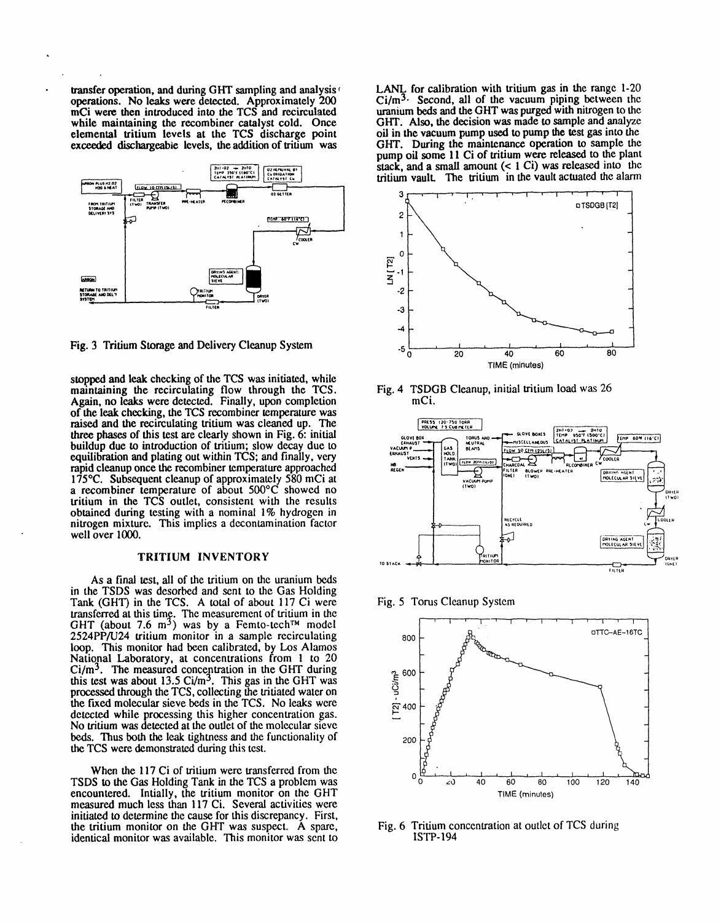transfer operation, and during GHT sampling and analysis operations. No leaks were detected. Approximately 200 mCi were then introduced into the TCS and recirculated while maintaining the recombiner catalyst cold. Once elemental tritium levels at the TCS discharge point exceeded dischargeable levels, the addition of tritium was

Fig. 3 Tritium Storage and Delivery Cleanup System

stopped and leak checking of the TCS was initiated, while maintaining the recirculating flow through the TCS. Again, no leaks were detected. Finally, upon completion of the leak checking, the TCS recombiner temperature was raised and the recirculating tritium was cleaned up. The three phases of this test are clearly shown in Fig. 6: initial buildup due to introduction of tritium; slow decay due to equilibration and plating out within TCS; and finally, very rapid cleanup once the recombiner temperature approached 175°C. Subsequent cleanup of approximately 580 mCi at a recombiner temperature of about 500°C showed no tritium in the TCS outlet, consistent with the results obtained during testing with a nominal 1% hydrogen in nitrogen mixture. This implies a decontamination factor well over 1000.

## TRITIUM INVENTORY

As a final test, all of the tritium on the uranium beds in the TSDS was desorbed and sent to the Gas Holding Tank (GHT) in the TCS. A total of about 117 Ci were transferred at this time. The measurement of tritium in the GHT (about 7.6 $m^3$) was by a Femto-tech™ model 2524PP/U24 tritium monitor in a sample recirculating loop. This monitor had been calibrated, by Los Alamos National Laboratory, at concentrations from 1 to 20 Ci/$m^3$. The measured concentration in the GHT during this test was about 13.5 Ci/$m^3$. This gas in the GHT was processed through the TCS, collecting the tritiated water on the fixed molecular sieve beds in the TCS. No leaks were detected while processing this higher concentration gas. No tritium was detected at the outlet of the molecular sieve beds. Thus both the leak tightness and the functionality of the TCS were demonstrated during this test.

When the 117 Ci of tritium were transferred from the TSDS to the Gas Holding Tank in the TCS a problem was encountered. Intially, the tritium monitor on the GHT measured much less than 117 Ci. Several activities were initiated to determine the cause for this discrepancy. First, the tritium monitor on the GHT was suspect. A spare, identical monitor was available. This monitor was sent to LANL for calibration with tritium gas in the range 1-20 Ci/$m^3$. Second, all of the vacuum piping between the uranium beds and the GHT was purged with nitrogen to the GHT. Also, the decision was made to sample and analyze oil in the vacuum pump used to pump the test gas into the GHT. During the maintenance operation to sample the pump oil some 11 Ci of tritium were released to the plant stack, and a small amount (< 1 Ci) was released into the tritium vault. The tritium in the vault actuated the alarm

Fig. 4 TSDGB Cleanup, initial tritium load was 26 mCi.

Fig. 5 Torus Cleanup System

Fig. 6 Tritium concentration at outlet of TCS during ISTP-194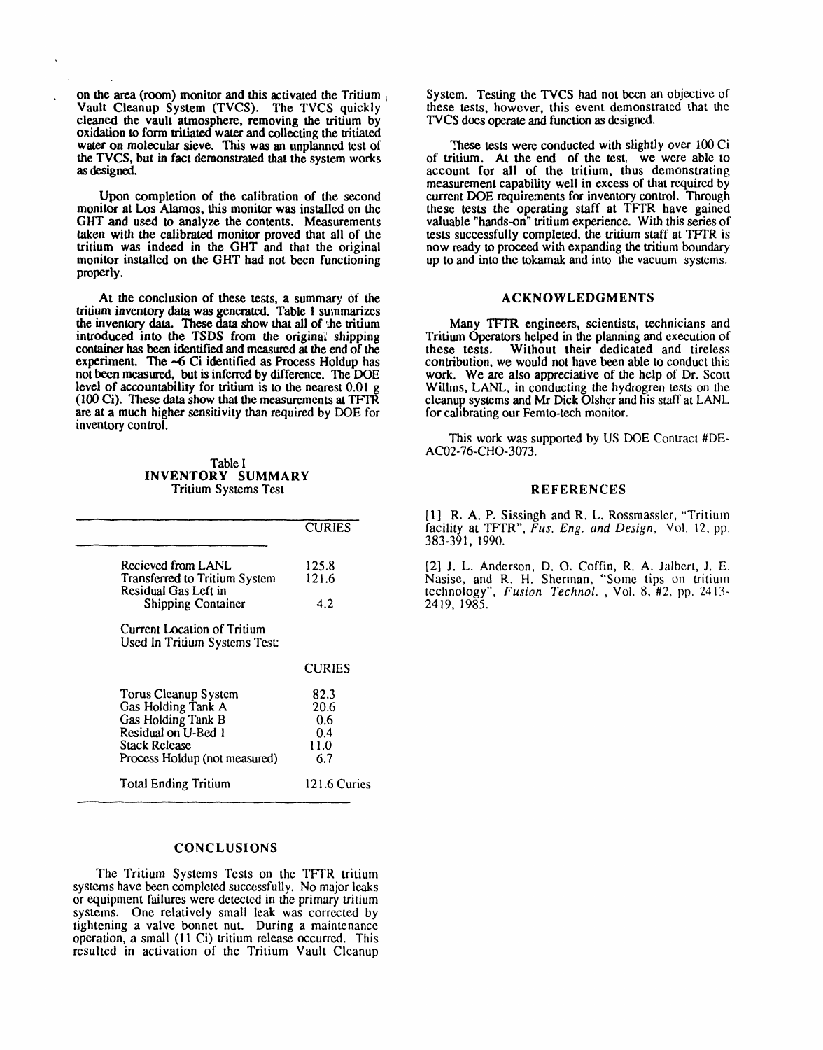on the area (room) monitor and this activated the Tritium Vault Cleanup System (TVCS). The TVCS quickly cleaned the vault atmosphere, removing the tritium by oxidation to form tritiated water and collecting the tritiated water on molecular sieve. This was an unplanned test of the TVCS, but in fact demonstrated that the system works as designed.

Upon completion of the calibration of the second monitor at Los Alamos, this monitor was installed on the GHT and used to analyze the contents. Measurements taken with the calibrated monitor proved that all of the tritium was indeed in the GHT and that the original monitor installed on the GHT had not been functioning properly.

At the conclusion of these tests, a summary of the tritium inventory data was generated. Table 1 summarizes the inventory data. These data show that all of the tritium introduced into the TSDS from the original shipping container has been identified and measured at the end of the experiment. The ~6 Ci identified as Process Holdup has not been measured, but is inferred by difference. The DOE level of accountability for tritium is to the nearest 0.01 g (100 Ci). These data show that the measurements at TFTR are at a much higher sensitivity than required by DOE for inventory control.

Table I
**INVENTORY SUMMARY**
Tritium Systems Test

| | CURIES |
|---|---|
| Recieved from LANL | 125.8 |
| Transferred to Tritium System | 121.6 |
| Residual Gas Left in Shipping Container | 4.2 |
| Current Location of Tritium Used In Tritium Systems Test: | CURIES |
| Torus Cleanup System | 82.3 |
| Gas Holding Tank A | 20.6 |
| Gas Holding Tank B | 0.6 |
| Residual on U-Bed 1 | 0.4 |
| Stack Release | 11.0 |
| Process Holdup (not measured) | 6.7 |
| Total Ending Tritium | 121.6 Curies |

## CONCLUSIONS

The Tritium Systems Tests on the TFTR tritium systems have been completed successfully. No major leaks or equipment failures were detected in the primary tritium systems. One relatively small leak was corrected by tightening a valve bonnet nut. During a maintenance operation, a small (11 Ci) tritium release occurred. This resulted in activation of the Tritium Vault Cleanup System. Testing the TVCS had not been an objective of these tests, however, this event demonstrated that the TVCS does operate and function as designed.

These tests were conducted with slightly over 100 Ci of tritium. At the end of the test, we were able to account for all of the tritium, thus demonstrating measurement capability well in excess of that required by current DOE requirements for inventory control. Through these tests the operating staff at TFTR have gained valuable "hands-on" tritium experience. With this series of tests successfully completed, the tritium staff at TFTR is now ready to proceed with expanding the tritium boundary up to and into the tokamak and into the vacuum systems.

## ACKNOWLEDGMENTS

Many TFTR engineers, scientists, technicians and Tritium Operators helped in the planning and execution of these tests. Without their dedicated and tireless contribution, we would not have been able to conduct this work. We are also appreciative of the help of Dr. Scott Willms, LANL, in conducting the hydrogren tests on the cleanup systems and Mr Dick Olsher and his staff at LANL for calibrating our Femto-tech monitor.

This work was supported by US DOE Contract #DE-AC02-76-CHO-3073.

## REFERENCES

[1] R. A. P. Sissingh and R. L. Rossmassler, "Tritium facility at TFTR", *Fus. Eng. and Design*, Vol. 12, pp. 383-391, 1990.

[2] J. L. Anderson, D. O. Coffin, R. A. Jalbert, J. E. Nasise, and R. H. Sherman, "Some tips on tritium technology", *Fusion Technol.*, Vol. 8, #2, pp. 2413-2419, 1985.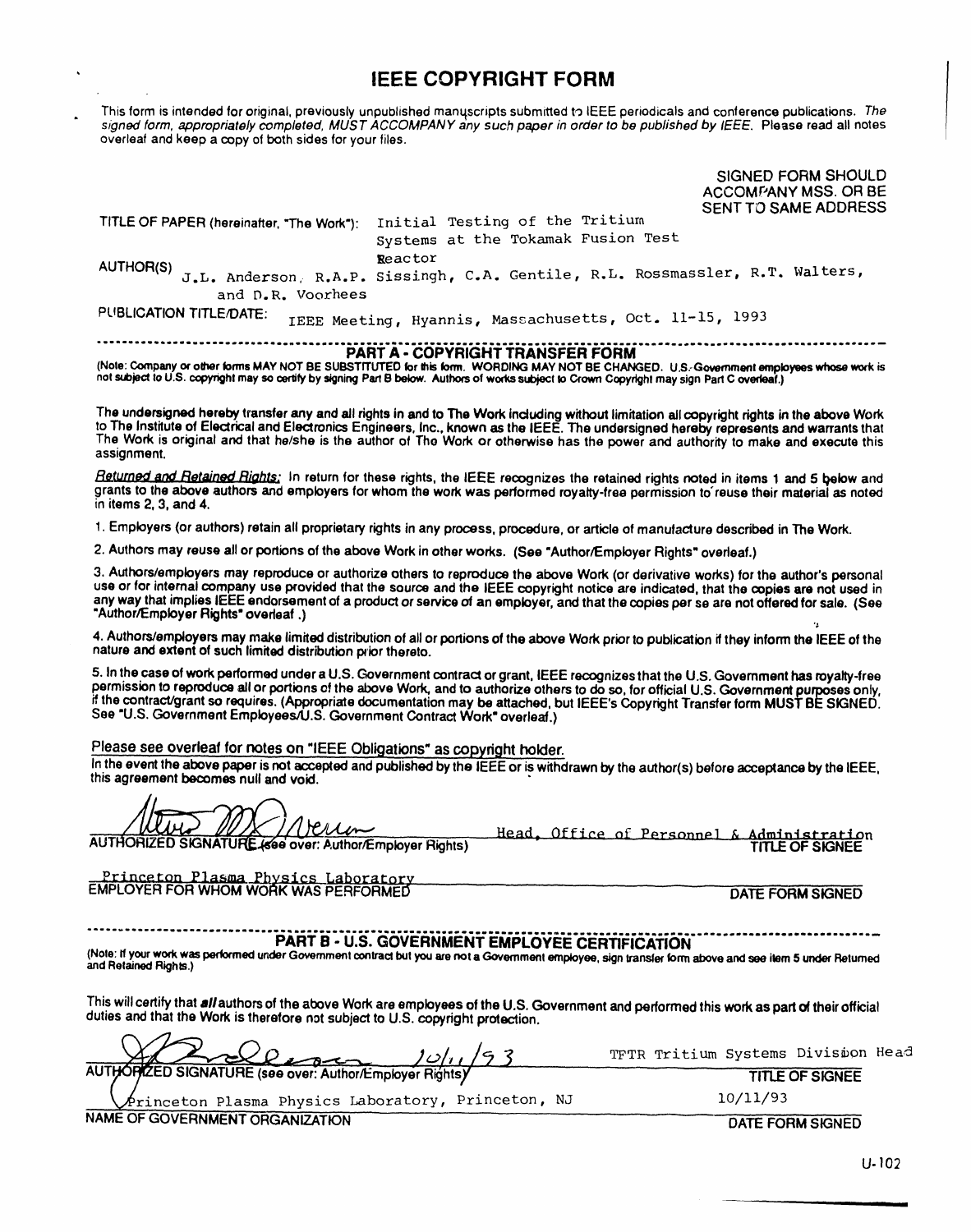# IEEE COPYRIGHT FORM

This form is intended for original, previously unpublished manuscripts submitted to IEEE periodicals and conference publications. *The signed form, appropriately completed, MUST ACCOMPANY any such paper in order to be published by IEEE.* Please read all notes overleaf and keep a copy of both sides for your files.

SIGNED FORM SHOULD ACCOMPANY MSS. OR BE SENT TO SAME ADDRESS

TITLE OF PAPER (hereinafter, "The Work"): Initial Testing of the Tritium Systems at the Tokamak Fusion Test Reactor

AUTHOR(S) J.L. Anderson, R.A.P. Sissingh, C.A. Gentile, R.L. Rossmassler, R.T. Walters, and D.R. Voorhees

PUBLICATION TITLE/DATE: IEEE Meeting, Hyannis, Massachusetts, Oct. 11-15, 1993

## PART A - COPYRIGHT TRANSFER FORM

**(Note: Company or other forms MAY NOT BE SUBSTITUTED for this form. WORDING MAY NOT BE CHANGED. U.S. Government employees whose work is not subject to U.S. copyright may so certify by signing Part B below. Authors of works subject to Crown Copyright may sign Part C overleaf.)**

**The undersigned hereby transfer any and all rights in and to The Work including without limitation all copyright rights in the above Work to The Institute of Electrical and Electronics Engineers, Inc., known as the IEEE. The undersigned hereby represents and warrants that The Work is original and that he/she is the author of The Work or otherwise has the power and authority to make and execute this assignment.**

***Returned and Retained Rights:*** In return for these rights, the IEEE recognizes the retained rights noted in items 1 and 5 below and grants to the above authors and employers for whom the work was performed royalty-free permission to reuse their material as noted in items 2, 3, and 4.

1. Employers (or authors) retain all proprietary rights in any process, procedure, or article of manufacture described in The Work.

2. Authors may reuse all or portions of the above Work in other works. (See "Author/Employer Rights" overleaf.)

3. Authors/employers may reproduce or authorize others to reproduce the above Work (or derivative works) for the author's personal use or for internal company use provided that the source and the IEEE copyright notice are indicated, that the copies are not used in any way that implies IEEE endorsement of a product or service of an employer, and that the copies per se are not offered for sale. (See "Author/Employer Rights" overleaf.)

4. Authors/employers may make limited distribution of all or portions of the above Work prior to publication if they inform the IEEE of the nature and extent of such limited distribution prior thereto.

5. In the case of work performed under a U.S. Government contract or grant, IEEE recognizes that the U.S. Government has royalty-free permission to reproduce all or portions of the above Work, and to authorize others to do so, for official U.S. Government purposes only, if the contract/grant so requires. (Appropriate documentation may be attached, but IEEE's Copyright Transfer form MUST BE SIGNED. See "U.S. Government Employees/U.S. Government Contract Work" overleaf.)

Please see overleaf for notes on "IEEE Obligations" as copyright holder.

**In the event the above paper is not accepted and published by the IEEE or is withdrawn by the author(s) before acceptance by the IEEE, this agreement becomes null and void.**

AUTHORIZED SIGNATURE (see over: Author/Employer Rights) — Head, Office of Personnel & Administration (TITLE OF SIGNEE)

Princeton Plasma Physics Laboratory
EMPLOYER FOR WHOM WORK WAS PERFORMED — DATE FORM SIGNED

## PART B - U.S. GOVERNMENT EMPLOYEE CERTIFICATION

**(Note: If your work was performed under Government contract but you are not a Government employee, sign transfer form above and see item 5 under Returned and Retained Rights.)**

This will certify that ***all*** authors of the above Work are employees of the U.S. Government and performed this work as part of their official duties and that the Work is therefore not subject to U.S. copyright protection.

10/11/93
AUTHORIZED SIGNATURE (see over: Author/Employer Rights) — TFTR Tritium Systems Division Head (TITLE OF SIGNEE)

Princeton Plasma Physics Laboratory, Princeton, NJ — 10/11/93
NAME OF GOVERNMENT ORGANIZATION — DATE FORM SIGNED

U-102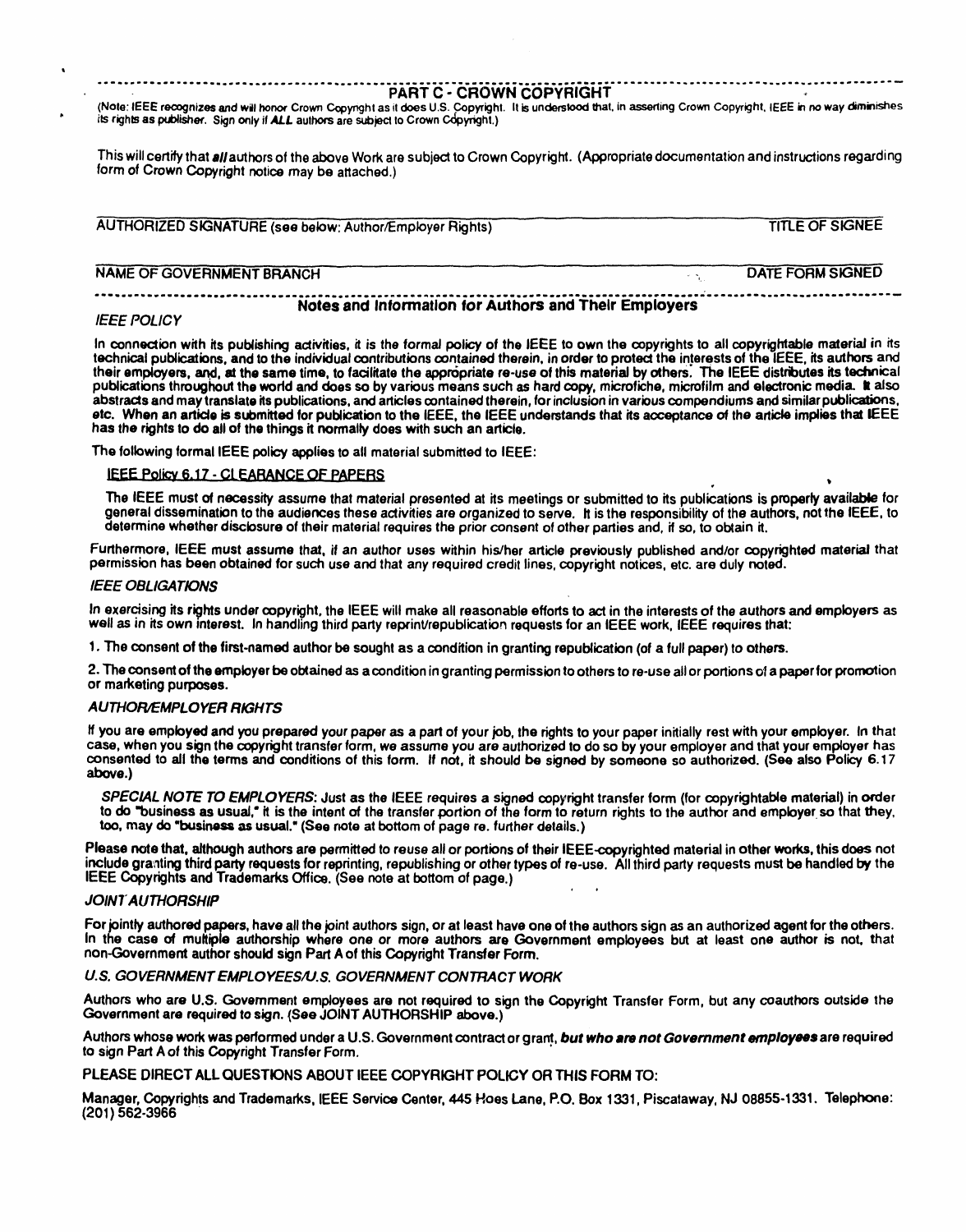## PART C - CROWN COPYRIGHT

(Note: IEEE recognizes and will honor Crown Copyright as it does U.S. Copyright. It is understood that, in asserting Crown Copyright, IEEE in no way diminishes its rights as publisher. Sign only if *ALL* authors are subject to Crown Copyright.)

This will certify that *all* authors of the above Work are subject to Crown Copyright. (Appropriate documentation and instructions regarding form of Crown Copyright notice may be attached.)

AUTHORIZED SIGNATURE (see below: Author/Employer Rights) TITLE OF SIGNEE

NAME OF GOVERNMENT BRANCH DATE FORM SIGNED

## Notes and Information for Authors and Their Employers

### *IEEE POLICY*

**In connection with its publishing activities, it is the formal policy of the IEEE to own the copyrights to all copyrightable material in its technical publications, and to the individual contributions contained therein, in order to protect the interests of the IEEE, its authors and their employers, and, at the same time, to facilitate the appropriate re-use of this material by others. The IEEE distributes its technical publications throughout the world and does so by various means such as hard copy, microfiche, microfilm and electronic media. It also abstracts and may translate its publications, and articles contained therein, for inclusion in various compendiums and similar publications, etc. When an article is submitted for publication to the IEEE, the IEEE understands that its acceptance of the article implies that IEEE has the rights to do all of the things it normally does with such an article.**

The following formal IEEE policy applies to all material submitted to IEEE:

IEEE Policy 6.17 - CLEARANCE OF PAPERS

The IEEE must of necessity assume that material presented at its meetings or submitted to its publications is properly available for general dissemination to the audiences these activities are organized to serve. It is the responsibility of the authors, not the IEEE, to determine whether disclosure of their material requires the prior consent of other parties and, if so, to obtain it.

Furthermore, IEEE must assume that, if an author uses within his/her article previously published and/or copyrighted material that permission has been obtained for such use and that any required credit lines, copyright notices, etc. are duly noted.

### *IEEE OBLIGATIONS*

In exercising its rights under copyright, the IEEE will make all reasonable efforts to act in the interests of the authors and employers as well as in its own interest. In handling third party reprint/republication requests for an IEEE work, IEEE requires that:

1. The consent of the first-named author be sought as a condition in granting republication (of a full paper) to others.

2. The consent of the employer be obtained as a condition in granting permission to others to re-use all or portions of a paper for promotion or marketing purposes.

### *AUTHOR/EMPLOYER RIGHTS*

If you are employed and you prepared your paper as a part of your job, the rights to your paper initially rest with your employer. In that case, when you sign the copyright transfer form, we assume you are authorized to do so by your employer and that your employer has consented to all the terms and conditions of this form. If not, it should be signed by someone so authorized. (See also Policy 6.17 above.)

*SPECIAL NOTE TO EMPLOYERS*: Just as the IEEE requires a signed copyright transfer form (for copyrightable material) in order to do "business as usual," it is the intent of the transfer portion of the form to return rights to the author and employer so that they, too, may do "business as usual." (See note at bottom of page re. further details.)

Please note that, although authors are permitted to reuse all or portions of their IEEE-copyrighted material in other works, this does not include granting third party requests for reprinting, republishing or other types of re-use. All third party requests must be handled by the IEEE Copyrights and Trademarks Office. (See note at bottom of page.)

### *JOINT AUTHORSHIP*

For jointly authored papers, have all the joint authors sign, or at least have one of the authors sign as an authorized agent for the others. In the case of multiple authorship where one or more authors are Government employees but at least one author is not, that non-Government author should sign Part A of this Copyright Transfer Form.

### *U.S. GOVERNMENT EMPLOYEES/U.S. GOVERNMENT CONTRACT WORK*

Authors who are U.S. Government employees are not required to sign the Copyright Transfer Form, but any coauthors outside the Government are required to sign. (See JOINT AUTHORSHIP above.)

Authors whose work was performed under a U.S. Government contract or grant, ***but who are not Government employees*** are required to sign Part A of this Copyright Transfer Form.

PLEASE DIRECT ALL QUESTIONS ABOUT IEEE COPYRIGHT POLICY OR THIS FORM TO:

Manager, Copyrights and Trademarks, IEEE Service Center, 445 Hoes Lane, P.O. Box 1331, Piscataway, NJ 08855-1331. Telephone: (201) 562-3966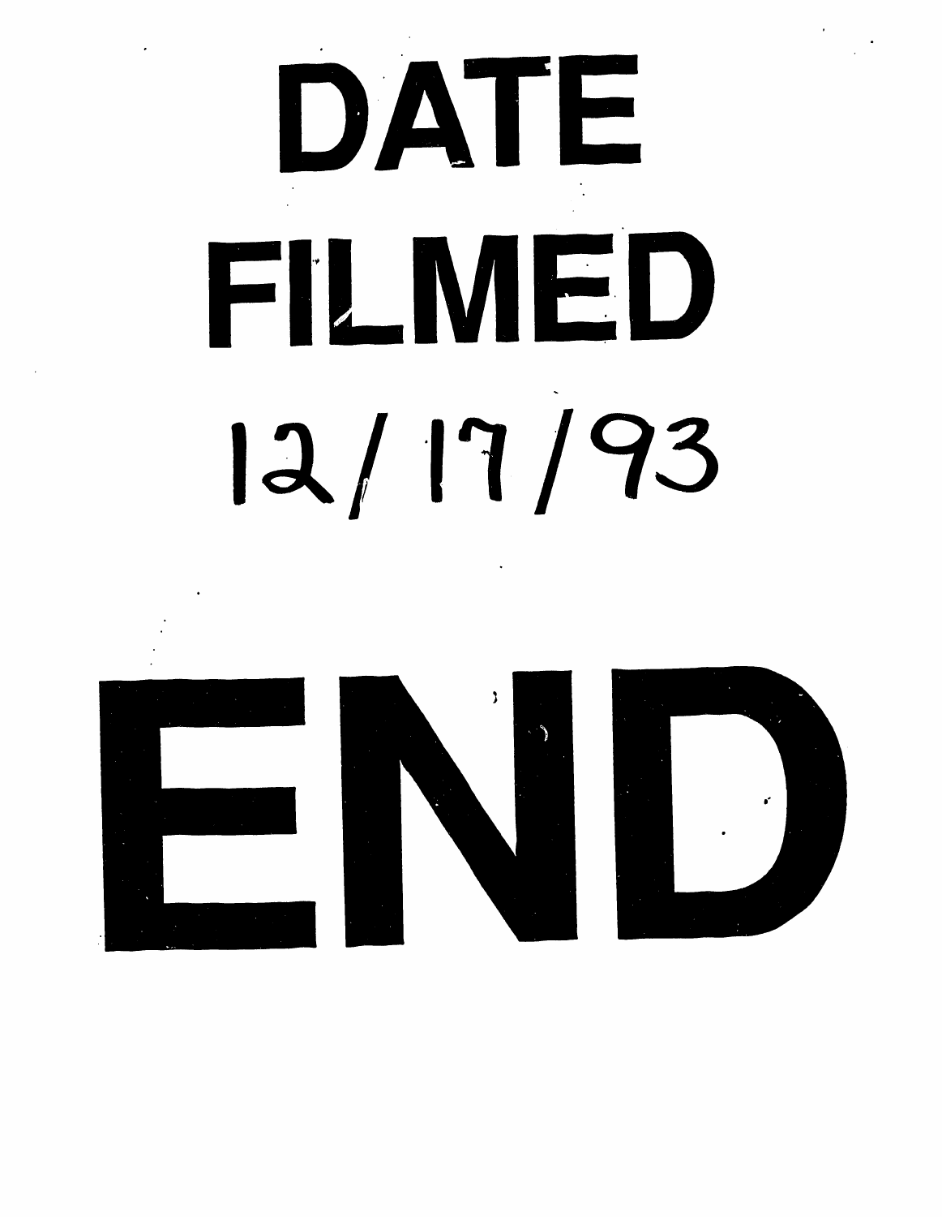# DATE FILMED

12/17/93

# END